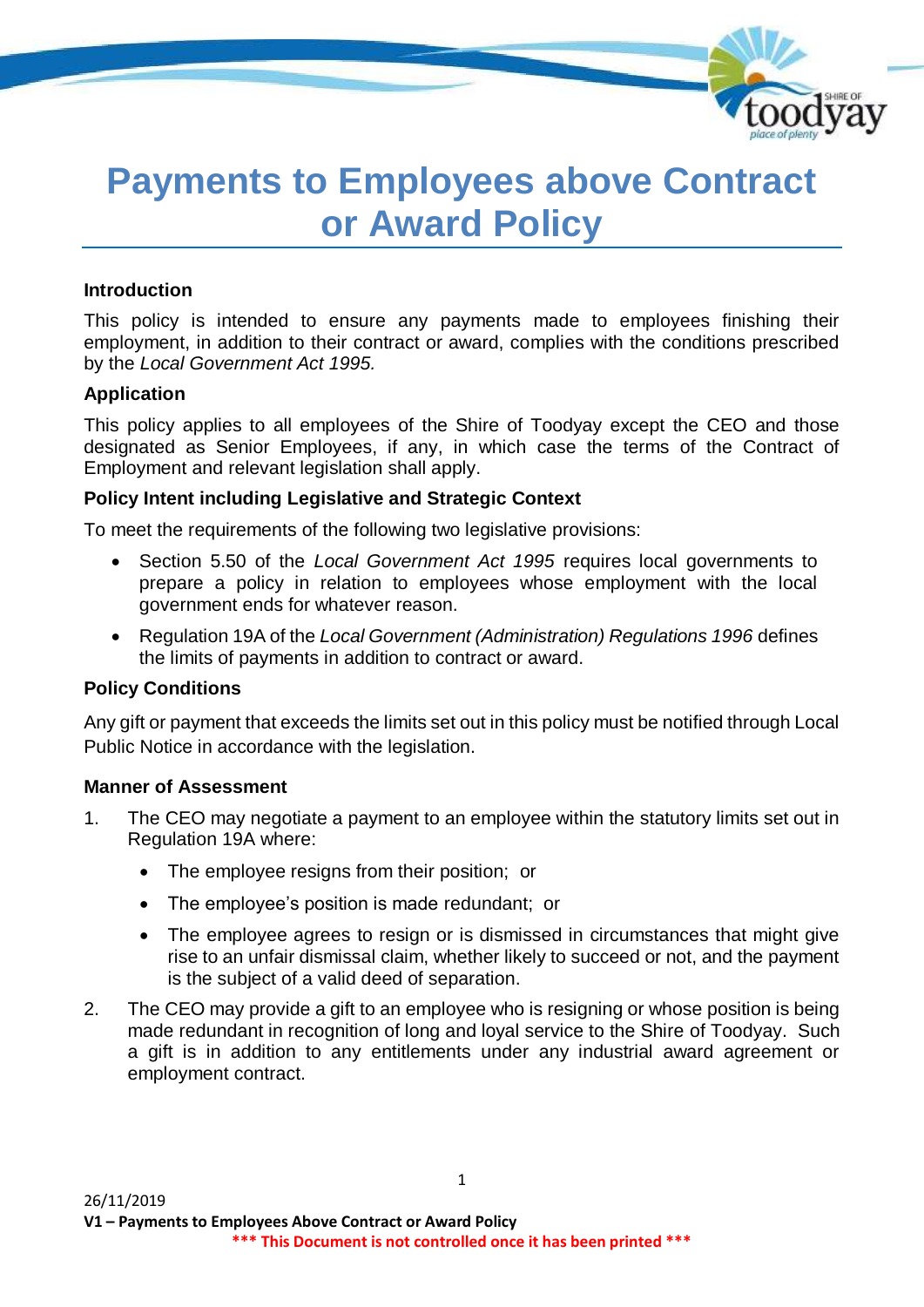# Payments to Employees above Contract or Award Policy

### Introduction

This policy is intended to ensure any payments made to employees finishing their employment, in addition to their contract or award, complies with the conditions prescribed by the *Local Government Act 1995.*

### Application

This policy applies to all employees of the Shire of Toodyay except the CEO and those designated as Senior Employees, if any, in which case the terms of the Contract of Employment and relevant legislation shall apply.

### Policy Intent including Legislative and Strategic Context

To meet the requirements of the following two legislative provisions:

- Section 5.50 of the *Local Government Act 1995* requires local governments to prepare a policy in relation to employees whose employment with the local government ends for whatever reason.
- Regulation 19A of the *Local Government (Administration) Regulations 1996* defines the limits of payments in addition to contract or award.

### Policy Conditions

Any gift or payment that exceeds the limits set out in this policy must be notified through Local Public Notice in accordance with the legislation.

### Manner of Assessment

1. The CEO may negotiate a payment to an employee within the statutory limits set out in Regulation 19A where:
   - The employee resigns from their position; or
   - The employee's position is made redundant; or
   - The employee agrees to resign or is dismissed in circumstances that might give rise to an unfair dismissal claim, whether likely to succeed or not, and the payment is the subject of a valid deed of separation.
2. The CEO may provide a gift to an employee who is resigning or whose position is being made redundant in recognition of long and loyal service to the Shire of Toodyay. Such a gift is in addition to any entitlements under any industrial award agreement or employment contract.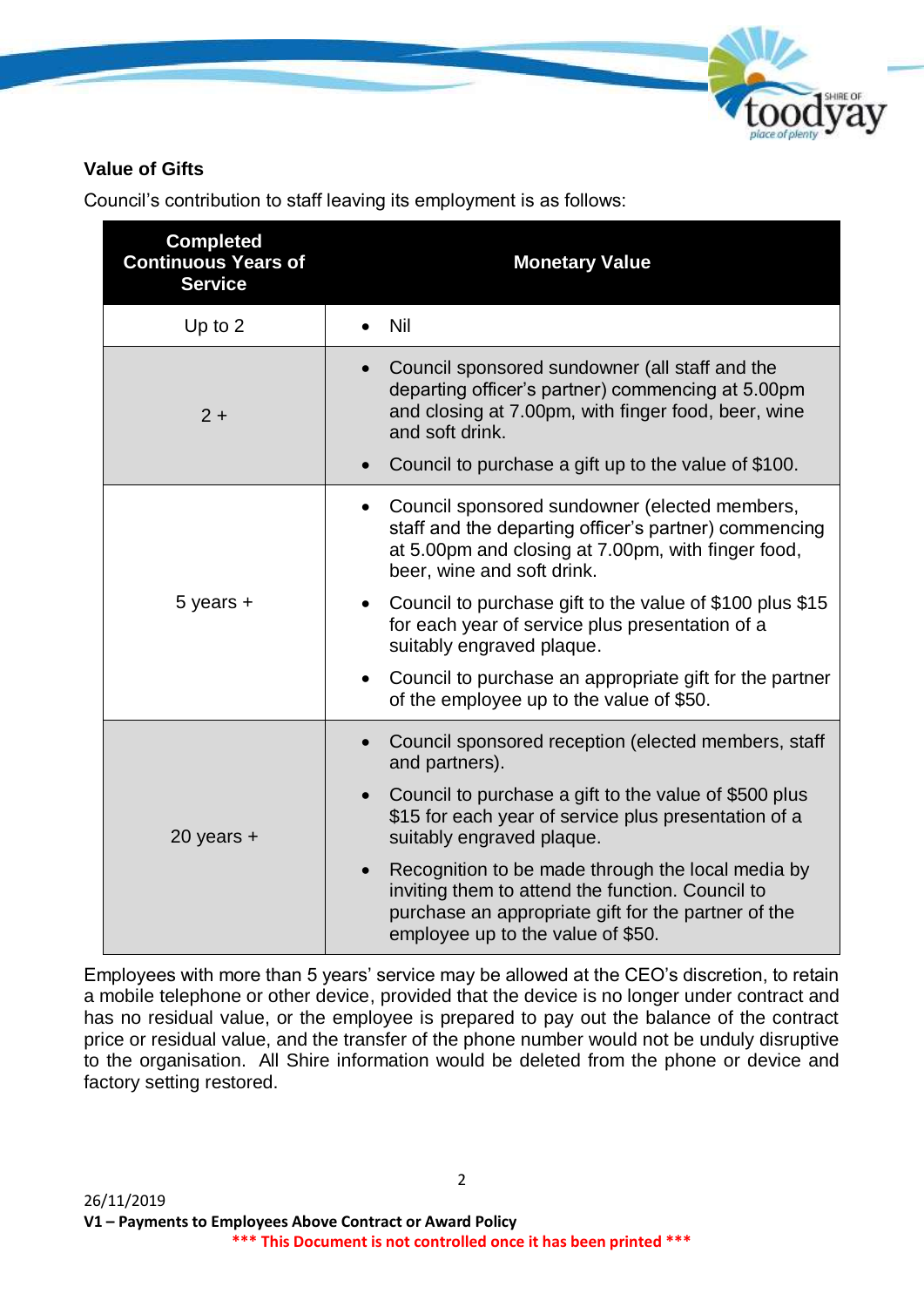**Value of Gifts**

Council's contribution to staff leaving its employment is as follows:

| Completed Continuous Years of Service | Monetary Value |
|---|---|
| Up to 2 | • Nil |
| 2 + | • Council sponsored sundowner (all staff and the departing officer's partner) commencing at 5.00pm and closing at 7.00pm, with finger food, beer, wine and soft drink. <br> • Council to purchase a gift up to the value of $100. |
| 5 years + | • Council sponsored sundowner (elected members, staff and the departing officer's partner) commencing at 5.00pm and closing at 7.00pm, with finger food, beer, wine and soft drink. <br> • Council to purchase gift to the value of $100 plus $15 for each year of service plus presentation of a suitably engraved plaque. <br> • Council to purchase an appropriate gift for the partner of the employee up to the value of $50. |
| 20 years + | • Council sponsored reception (elected members, staff and partners). <br> • Council to purchase a gift to the value of $500 plus $15 for each year of service plus presentation of a suitably engraved plaque. <br> • Recognition to be made through the local media by inviting them to attend the function. Council to purchase an appropriate gift for the partner of the employee up to the value of $50. |

Employees with more than 5 years' service may be allowed at the CEO's discretion, to retain a mobile telephone or other device, provided that the device is no longer under contract and has no residual value, or the employee is prepared to pay out the balance of the contract price or residual value, and the transfer of the phone number would not be unduly disruptive to the organisation. All Shire information would be deleted from the phone or device and factory setting restored.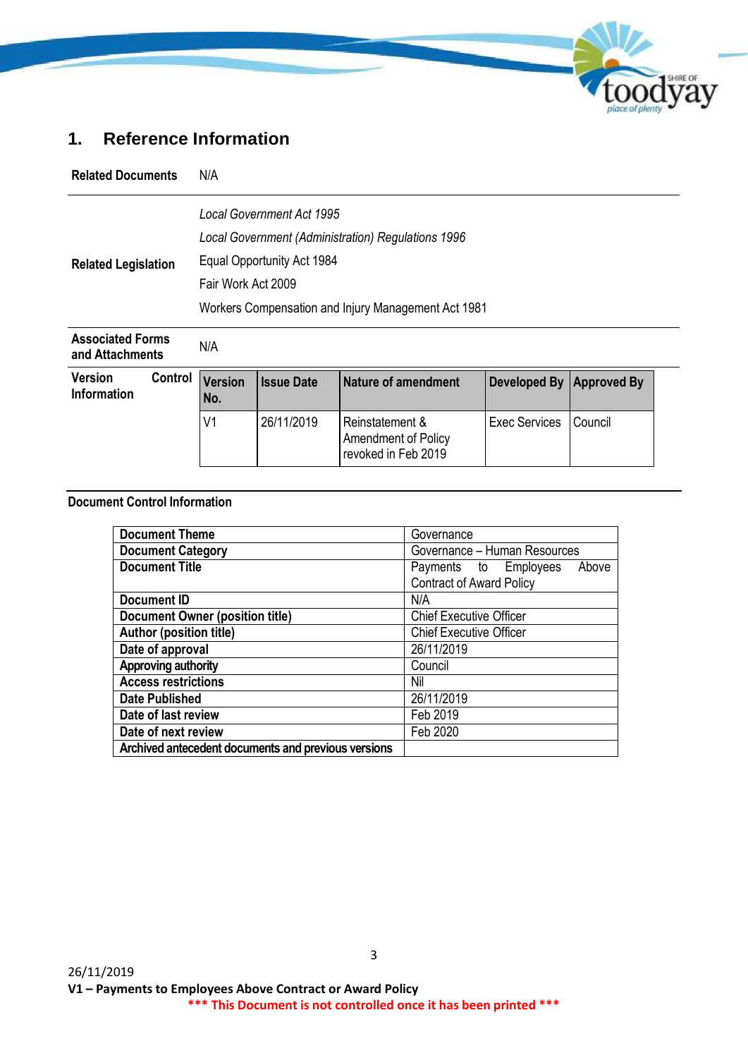## 1. Reference Information

| | |
|---|---|
| **Related Documents** | N/A |
| **Related Legislation** | *Local Government Act 1995*<br>*Local Government (Administration) Regulations 1996*<br>Equal Opportunity Act 1984<br>Fair Work Act 2009<br>Workers Compensation and Injury Management Act 1981 |
| **Associated Forms and Attachments** | N/A |

**Version Control Information**

| Version No. | Issue Date | Nature of amendment | Developed By | Approved By |
|---|---|---|---|---|
| V1 | 26/11/2019 | Reinstatement & Amendment of Policy revoked in Feb 2019 | Exec Services | Council |

**Document Control Information**

| | |
|---|---|
| **Document Theme** | Governance |
| **Document Category** | Governance – Human Resources |
| **Document Title** | Payments to Employees Above Contract of Award Policy |
| **Document ID** | N/A |
| **Document Owner (position title)** | Chief Executive Officer |
| **Author (position title)** | Chief Executive Officer |
| **Date of approval** | 26/11/2019 |
| **Approving authority** | Council |
| **Access restrictions** | Nil |
| **Date Published** | 26/11/2019 |
| **Date of last review** | Feb 2019 |
| **Date of next review** | Feb 2020 |
| **Archived antecedent documents and previous versions** | |